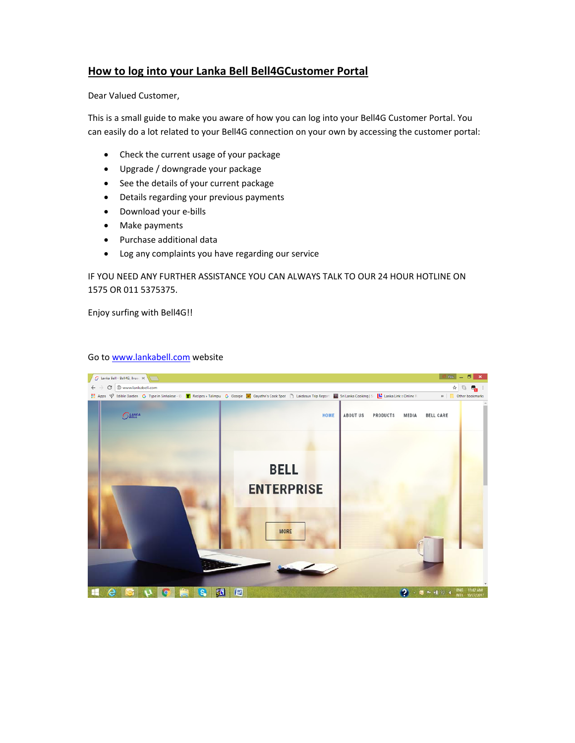# How to log into your Lanka Bell Bell4GCustomer Portal

Dear Valued Customer,

This is a small guide to make you aware of how you can log into your Bell4G Customer Portal. You can easily do a lot related to your Bell4G connection on your own by accessing the customer portal:

- Check the current usage of your package
- Upgrade / downgrade your package
- See the details of your current package
- Details regarding your previous payments
- Download your e-bills
- Make payments
- Purchase additional data
- Log any complaints you have regarding our service

IF YOU NEED ANY FURTHER ASSISTANCE YOU CAN ALWAYS TALK TO OUR 24 HOUR HOTLINE ON 1575 OR 011 5375375.

Enjoy surfing with Bell4G!!

Go to www.lankabell.com website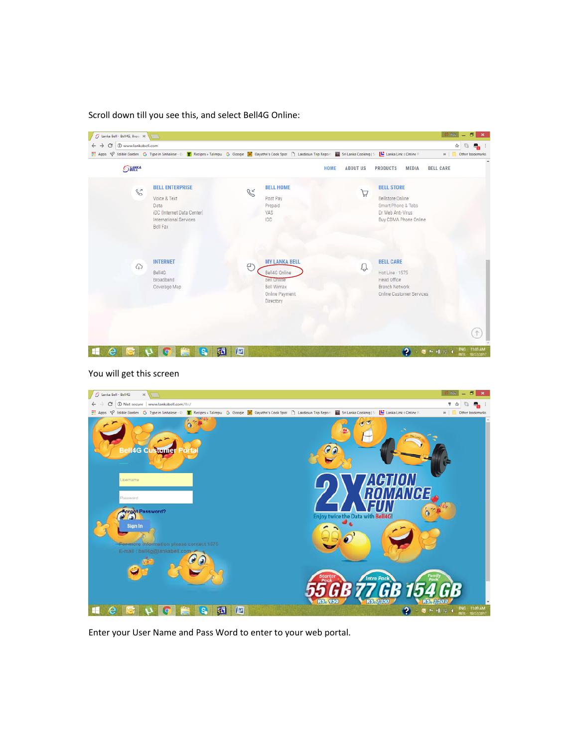Scroll down till you see this, and select Bell4G Online:

You will get this screen

Enter your User Name and Pass Word to enter to your web portal.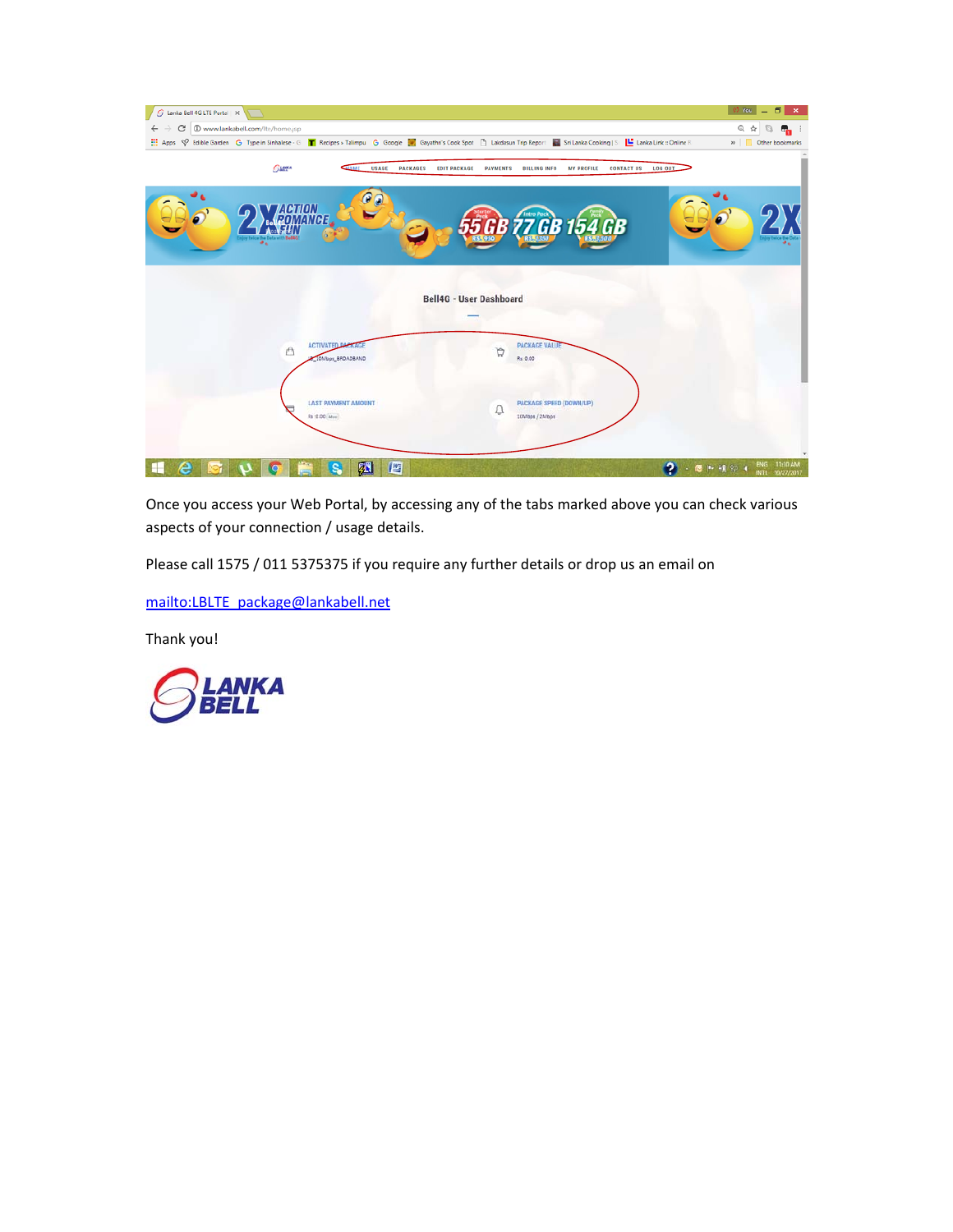Once you access your Web Portal, by accessing any of the tabs marked above you can check various aspects of your connection / usage details.

Please call 1575 / 011 5375375 if you require any further details or drop us an email on

mailto:LBLTE_package@lankabell.net

Thank you!